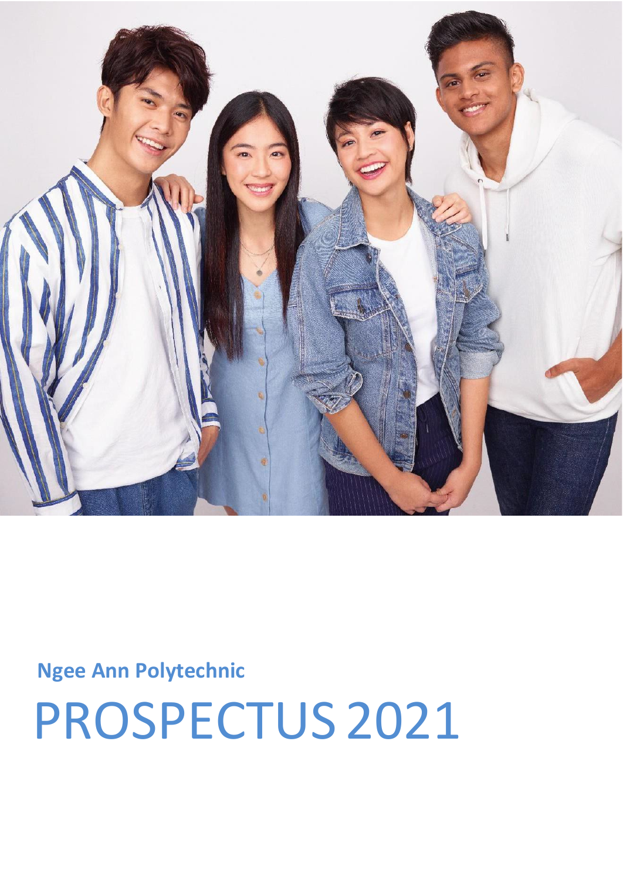**Ngee Ann Polytechnic**

# PROSPECTUS 2021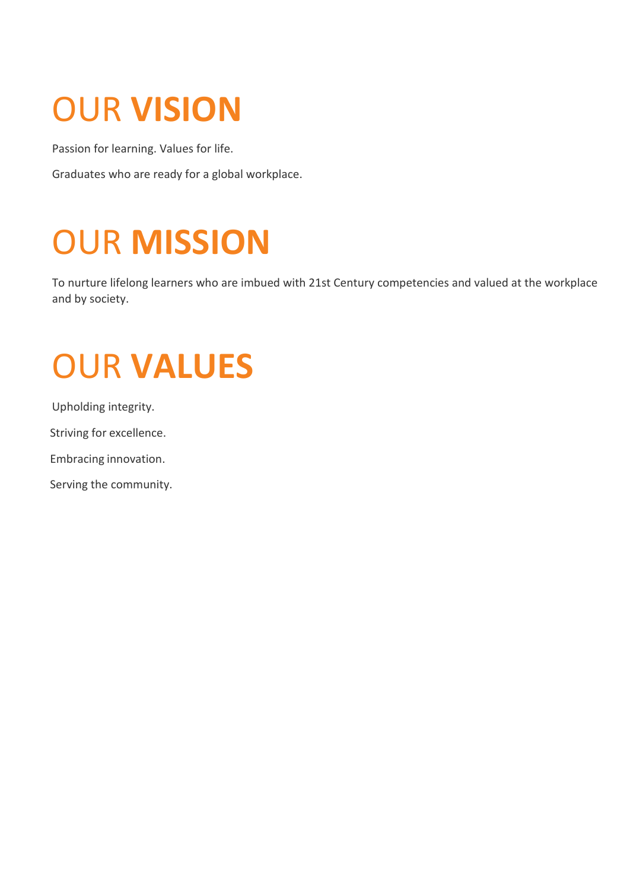# OUR **VISION**

Passion for learning. Values for life.

Graduates who are ready for a global workplace.

# OUR **MISSION**

To nurture lifelong learners who are imbued with 21st Century competencies and valued at the workplace and by society.

# OUR **VALUES**

Upholding integrity.

Striving for excellence.

Embracing innovation.

Serving the community.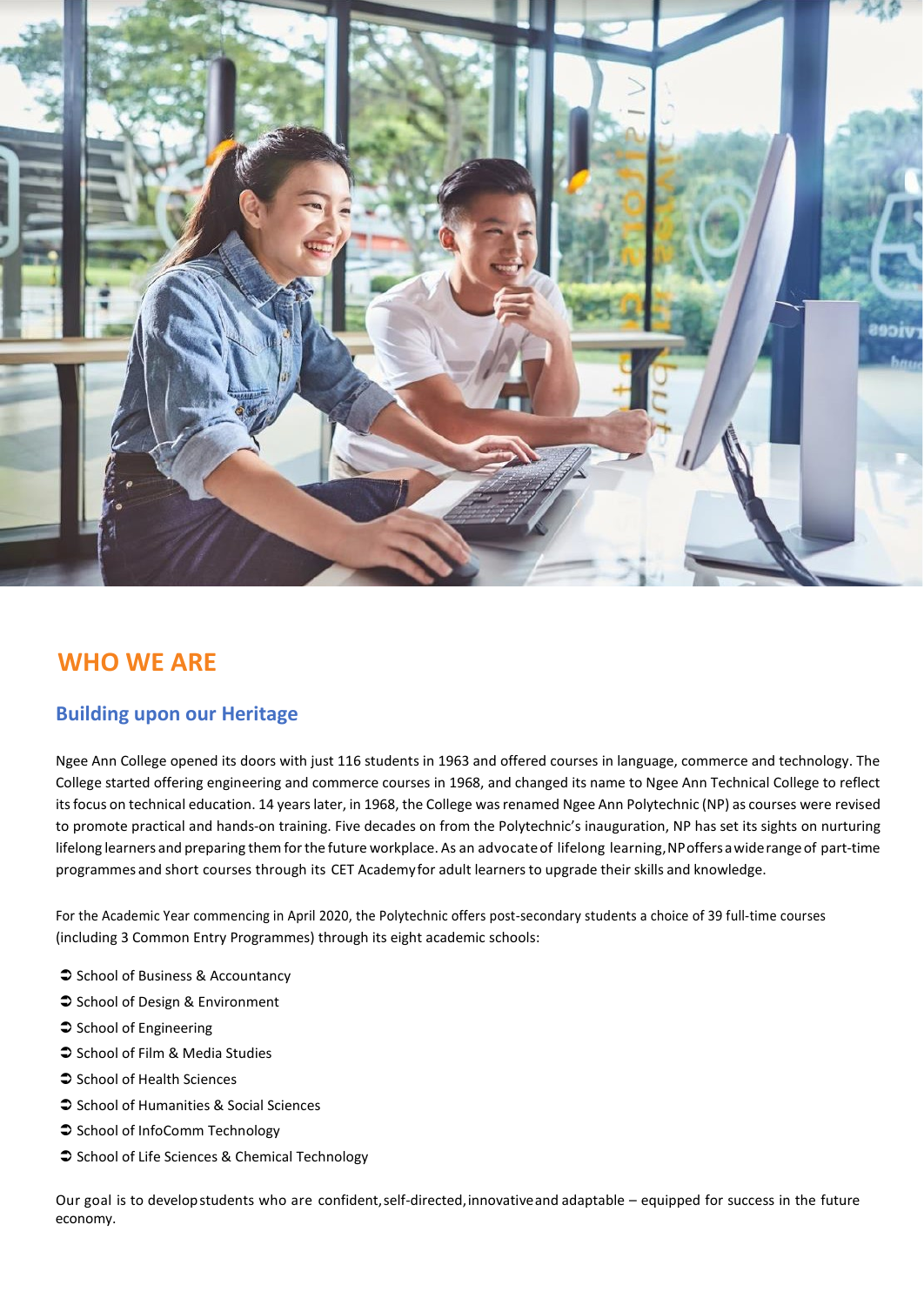# WHO WE ARE

## Building upon our Heritage

Ngee Ann College opened its doors with just 116 students in 1963 and offered courses in language, commerce and technology. The College started offering engineering and commerce courses in 1968, and changed its name to Ngee Ann Technical College to reflect its focus on technical education. 14 years later, in 1968, the College was renamed Ngee Ann Polytechnic (NP) as courses were revised to promote practical and hands-on training. Five decades on from the Polytechnic's inauguration, NP has set its sights on nurturing lifelong learners and preparing them for the future workplace. As an advocate of lifelong learning, NP offers a wide range of part-time programmes and short courses through its CET Academy for adult learners to upgrade their skills and knowledge.

For the Academic Year commencing in April 2020, the Polytechnic offers post-secondary students a choice of 39 full-time courses (including 3 Common Entry Programmes) through its eight academic schools:

- School of Business & Accountancy
- School of Design & Environment
- School of Engineering
- School of Film & Media Studies
- School of Health Sciences
- School of Humanities & Social Sciences
- School of InfoComm Technology
- School of Life Sciences & Chemical Technology

Our goal is to develop students who are confident, self-directed, innovative and adaptable – equipped for success in the future economy.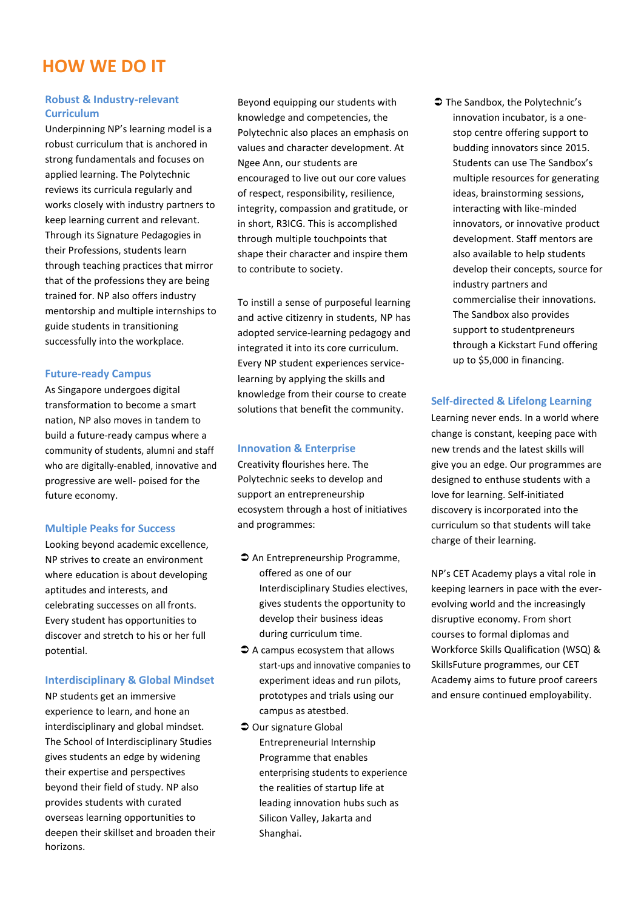# HOW WE DO IT

### Robust & Industry-relevant Curriculum

Underpinning NP's learning model is a robust curriculum that is anchored in strong fundamentals and focuses on applied learning. The Polytechnic reviews its curricula regularly and works closely with industry partners to keep learning current and relevant. Through its Signature Pedagogies in their Professions, students learn through teaching practices that mirror that of the professions they are being trained for. NP also offers industry mentorship and multiple internships to guide students in transitioning successfully into the workplace.

### Future-ready Campus

As Singapore undergoes digital transformation to become a smart nation, NP also moves in tandem to build a future-ready campus where a community of students, alumni and staff who are digitally-enabled, innovative and progressive are well- poised for the future economy.

### Multiple Peaks for Success

Looking beyond academic excellence, NP strives to create an environment where education is about developing aptitudes and interests, and celebrating successes on all fronts. Every student has opportunities to discover and stretch to his or her full potential.

### Interdisciplinary & Global Mindset

NP students get an immersive experience to learn, and hone an interdisciplinary and global mindset. The School of Interdisciplinary Studies gives students an edge by widening their expertise and perspectives beyond their field of study. NP also provides students with curated overseas learning opportunities to deepen their skillset and broaden their horizons.

Beyond equipping our students with knowledge and competencies, the Polytechnic also places an emphasis on values and character development. At Ngee Ann, our students are encouraged to live out our core values of respect, responsibility, resilience, integrity, compassion and gratitude, or in short, R3ICG. This is accomplished through multiple touchpoints that shape their character and inspire them to contribute to society.

To instill a sense of purposeful learning and active citizenry in students, NP has adopted service-learning pedagogy and integrated it into its core curriculum. Every NP student experiences service-learning by applying the skills and knowledge from their course to create solutions that benefit the community.

### Innovation & Enterprise

Creativity flourishes here. The Polytechnic seeks to develop and support an entrepreneurship ecosystem through a host of initiatives and programmes:

- An Entrepreneurship Programme, offered as one of our Interdisciplinary Studies electives, gives students the opportunity to develop their business ideas during curriculum time.
- A campus ecosystem that allows start-ups and innovative companies to experiment ideas and run pilots, prototypes and trials using our campus as atestbed.
- Our signature Global Entrepreneurial Internship Programme that enables enterprising students to experience the realities of startup life at leading innovation hubs such as Silicon Valley, Jakarta and Shanghai.
- The Sandbox, the Polytechnic's innovation incubator, is a one-stop centre offering support to budding innovators since 2015. Students can use The Sandbox's multiple resources for generating ideas, brainstorming sessions, interacting with like-minded innovators, or innovative product development. Staff mentors are also available to help students develop their concepts, source for industry partners and commercialise their innovations. The Sandbox also provides support to studentpreneurs through a Kickstart Fund offering up to $5,000 in financing.

### Self-directed & Lifelong Learning

Learning never ends. In a world where change is constant, keeping pace with new trends and the latest skills will give you an edge. Our programmes are designed to enthuse students with a love for learning. Self-initiated discovery is incorporated into the curriculum so that students will take charge of their learning.

NP's CET Academy plays a vital role in keeping learners in pace with the ever-evolving world and the increasingly disruptive economy. From short courses to formal diplomas and Workforce Skills Qualification (WSQ) & SkillsFuture programmes, our CET Academy aims to future proof careers and ensure continued employability.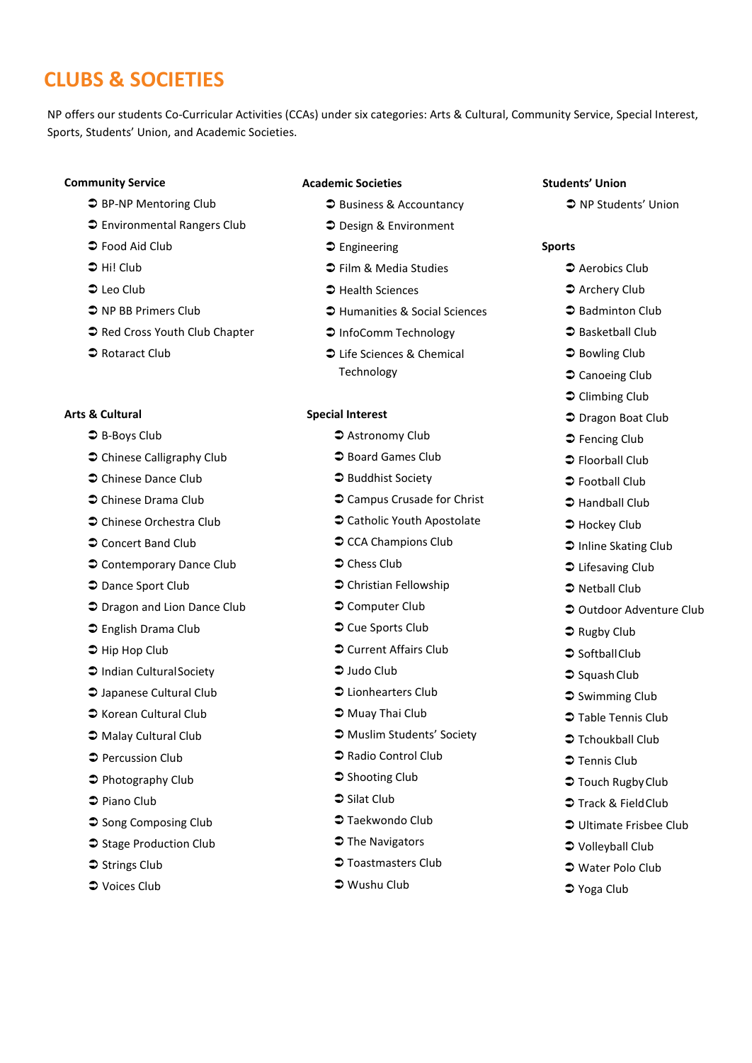# CLUBS & SOCIETIES

NP offers our students Co-Curricular Activities (CCAs) under six categories: Arts & Cultural, Community Service, Special Interest, Sports, Students' Union, and Academic Societies.

### Community Service

- BP-NP Mentoring Club
- Environmental Rangers Club
- Food Aid Club
- Hi! Club
- Leo Club
- NP BB Primers Club
- Red Cross Youth Club Chapter
- Rotaract Club

### Arts & Cultural

- B-Boys Club
- Chinese Calligraphy Club
- Chinese Dance Club
- Chinese Drama Club
- Chinese Orchestra Club
- Concert Band Club
- Contemporary Dance Club
- Dance Sport Club
- Dragon and Lion Dance Club
- English Drama Club
- Hip Hop Club
- Indian Cultural Society
- Japanese Cultural Club
- Korean Cultural Club
- Malay Cultural Club
- Percussion Club
- Photography Club
- Piano Club
- Song Composing Club
- Stage Production Club
- Strings Club
- Voices Club

### Academic Societies

- Business & Accountancy
- Design & Environment
- Engineering
- Film & Media Studies
- Health Sciences
- Humanities & Social Sciences
- InfoComm Technology
- Life Sciences & Chemical Technology

### Special Interest

- Astronomy Club
- Board Games Club
- Buddhist Society
- Campus Crusade for Christ
- Catholic Youth Apostolate
- CCA Champions Club
- Chess Club
- Christian Fellowship
- Computer Club
- Cue Sports Club
- Current Affairs Club
- Judo Club
- Lionhearters Club
- Muay Thai Club
- Muslim Students' Society
- Radio Control Club
- Shooting Club
- Silat Club
- Taekwondo Club
- The Navigators
- Toastmasters Club
- Wushu Club

### Students' Union

- NP Students' Union

### Sports

- Aerobics Club
- Archery Club
- Badminton Club
- Basketball Club
- Bowling Club
- Canoeing Club
- Climbing Club
- Dragon Boat Club
- Fencing Club
- Floorball Club
- Football Club
- Handball Club
- Hockey Club
- Inline Skating Club
- Lifesaving Club
- Netball Club
- Outdoor Adventure Club
- Rugby Club
- Softball Club
- Squash Club
- Swimming Club
- Table Tennis Club
- Tchoukball Club
- Tennis Club
- Touch Rugby Club
- Track & Field Club
- Ultimate Frisbee Club
- Volleyball Club
- Water Polo Club
- Yoga Club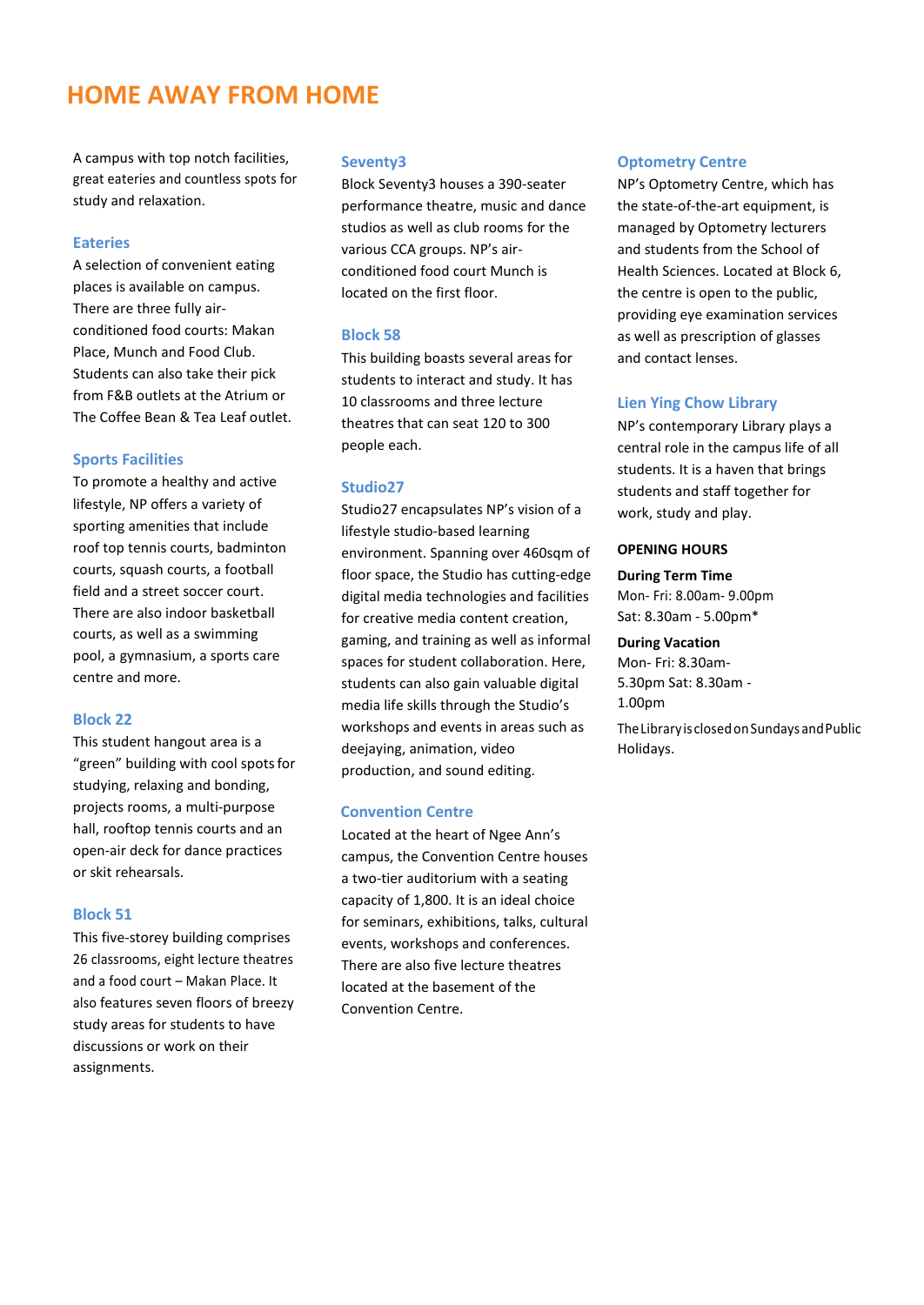# HOME AWAY FROM HOME

A campus with top notch facilities, great eateries and countless spots for study and relaxation.

### Eateries

A selection of convenient eating places is available on campus. There are three fully air-conditioned food courts: Makan Place, Munch and Food Club. Students can also take their pick from F&B outlets at the Atrium or The Coffee Bean & Tea Leaf outlet.

### Sports Facilities

To promote a healthy and active lifestyle, NP offers a variety of sporting amenities that include roof top tennis courts, badminton courts, squash courts, a football field and a street soccer court. There are also indoor basketball courts, as well as a swimming pool, a gymnasium, a sports care centre and more.

### Block 22

This student hangout area is a "green" building with cool spots for studying, relaxing and bonding, projects rooms, a multi-purpose hall, rooftop tennis courts and an open-air deck for dance practices or skit rehearsals.

### Block 51

This five-storey building comprises 26 classrooms, eight lecture theatres and a food court – Makan Place. It also features seven floors of breezy study areas for students to have discussions or work on their assignments.

### Seventy3

Block Seventy3 houses a 390-seater performance theatre, music and dance studios as well as club rooms for the various CCA groups. NP's air-conditioned food court Munch is located on the first floor.

### Block 58

This building boasts several areas for students to interact and study. It has 10 classrooms and three lecture theatres that can seat 120 to 300 people each.

### Studio27

Studio27 encapsulates NP's vision of a lifestyle studio-based learning environment. Spanning over 460sqm of floor space, the Studio has cutting-edge digital media technologies and facilities for creative media content creation, gaming, and training as well as informal spaces for student collaboration. Here, students can also gain valuable digital media life skills through the Studio's workshops and events in areas such as deejaying, animation, video production, and sound editing.

### Convention Centre

Located at the heart of Ngee Ann's campus, the Convention Centre houses a two-tier auditorium with a seating capacity of 1,800. It is an ideal choice for seminars, exhibitions, talks, cultural events, workshops and conferences. There are also five lecture theatres located at the basement of the Convention Centre.

### Optometry Centre

NP's Optometry Centre, which has the state-of-the-art equipment, is managed by Optometry lecturers and students from the School of Health Sciences. Located at Block 6, the centre is open to the public, providing eye examination services as well as prescription of glasses and contact lenses.

### Lien Ying Chow Library

NP's contemporary Library plays a central role in the campus life of all students. It is a haven that brings students and staff together for work, study and play.

**OPENING HOURS**

**During Term Time**
Mon- Fri: 8.00am- 9.00pm
Sat: 8.30am - 5.00pm*

**During Vacation**
Mon- Fri: 8.30am- 5.30pm Sat: 8.30am - 1.00pm

The Library is closed on Sundays and Public Holidays.